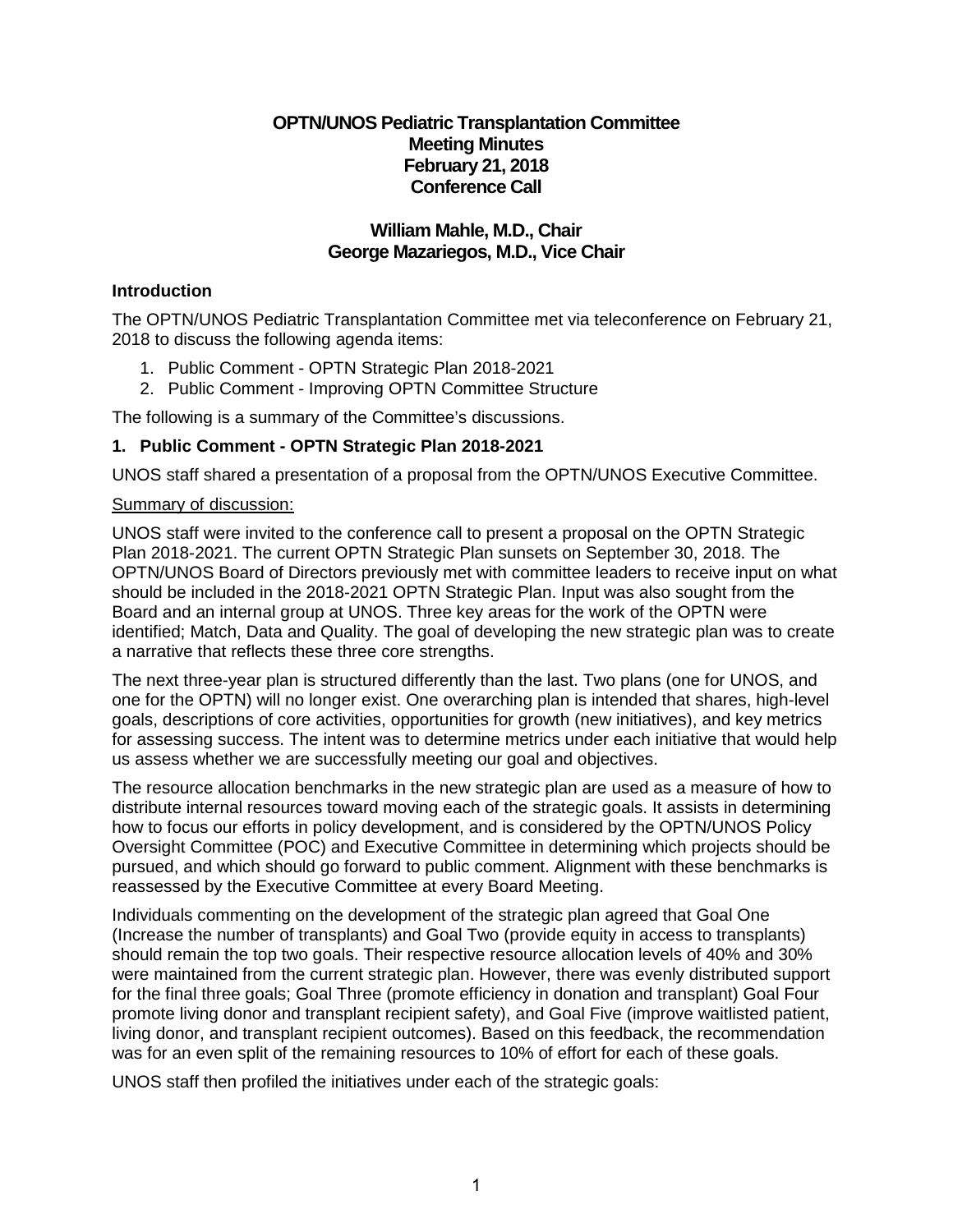# OPTN/UNOS Pediatric Transplantation Committee
## Meeting Minutes
## February 21, 2018
## Conference Call

### William Mahle, M.D., Chair
### George Mazariegos, M.D., Vice Chair

**Introduction**

The OPTN/UNOS Pediatric Transplantation Committee met via teleconference on February 21, 2018 to discuss the following agenda items:

1. Public Comment - OPTN Strategic Plan 2018-2021
2. Public Comment - Improving OPTN Committee Structure

The following is a summary of the Committee's discussions.

**1. Public Comment - OPTN Strategic Plan 2018-2021**

UNOS staff shared a presentation of a proposal from the OPTN/UNOS Executive Committee.

Summary of discussion:

UNOS staff were invited to the conference call to present a proposal on the OPTN Strategic Plan 2018-2021. The current OPTN Strategic Plan sunsets on September 30, 2018. The OPTN/UNOS Board of Directors previously met with committee leaders to receive input on what should be included in the 2018-2021 OPTN Strategic Plan. Input was also sought from the Board and an internal group at UNOS. Three key areas for the work of the OPTN were identified; Match, Data and Quality. The goal of developing the new strategic plan was to create a narrative that reflects these three core strengths.

The next three-year plan is structured differently than the last. Two plans (one for UNOS, and one for the OPTN) will no longer exist. One overarching plan is intended that shares, high-level goals, descriptions of core activities, opportunities for growth (new initiatives), and key metrics for assessing success. The intent was to determine metrics under each initiative that would help us assess whether we are successfully meeting our goal and objectives.

The resource allocation benchmarks in the new strategic plan are used as a measure of how to distribute internal resources toward moving each of the strategic goals. It assists in determining how to focus our efforts in policy development, and is considered by the OPTN/UNOS Policy Oversight Committee (POC) and Executive Committee in determining which projects should be pursued, and which should go forward to public comment. Alignment with these benchmarks is reassessed by the Executive Committee at every Board Meeting.

Individuals commenting on the development of the strategic plan agreed that Goal One (Increase the number of transplants) and Goal Two (provide equity in access to transplants) should remain the top two goals. Their respective resource allocation levels of 40% and 30% were maintained from the current strategic plan. However, there was evenly distributed support for the final three goals; Goal Three (promote efficiency in donation and transplant) Goal Four promote living donor and transplant recipient safety), and Goal Five (improve waitlisted patient, living donor, and transplant recipient outcomes). Based on this feedback, the recommendation was for an even split of the remaining resources to 10% of effort for each of these goals.

UNOS staff then profiled the initiatives under each of the strategic goals: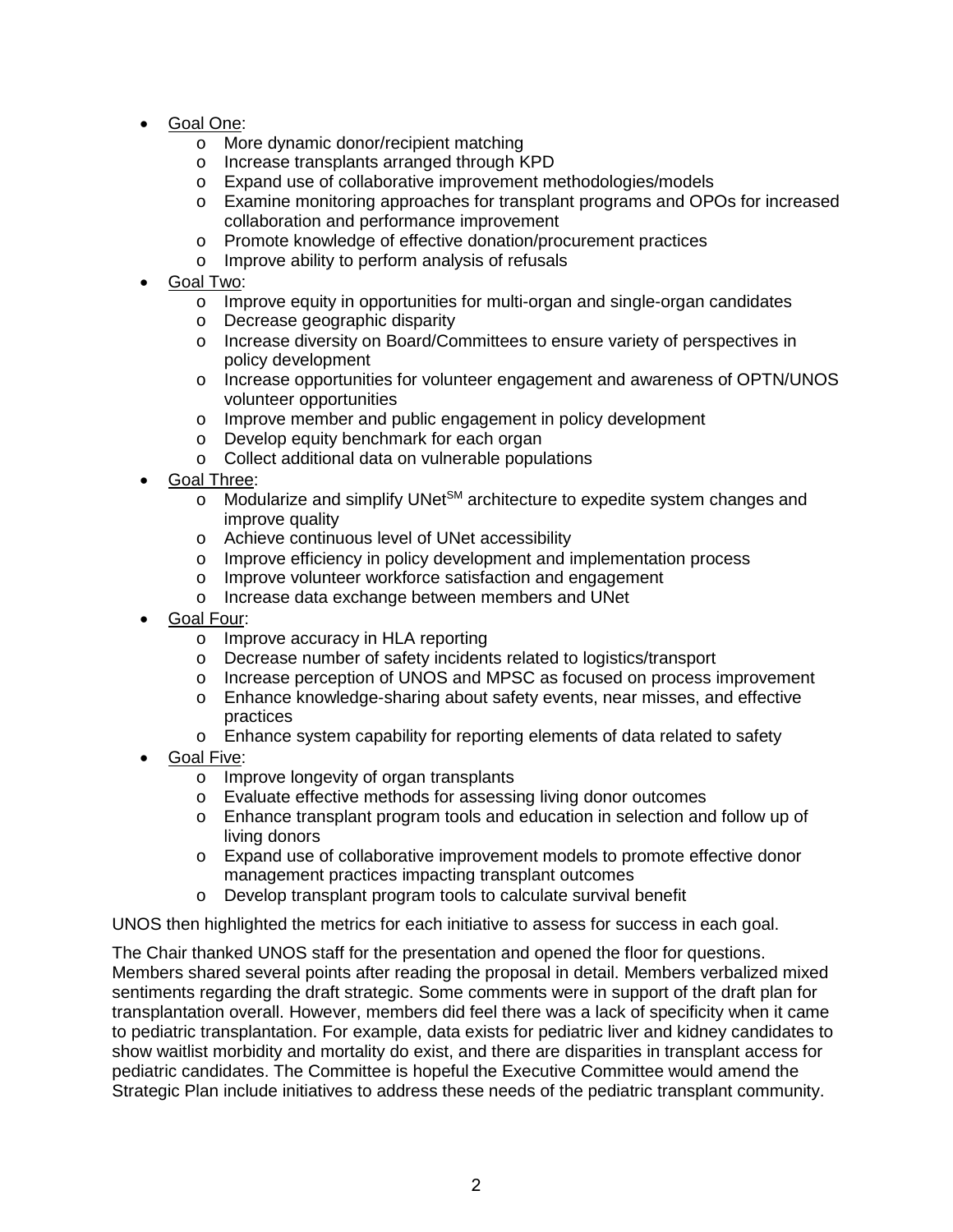- Goal One:
  - More dynamic donor/recipient matching
  - Increase transplants arranged through KPD
  - Expand use of collaborative improvement methodologies/models
  - Examine monitoring approaches for transplant programs and OPOs for increased collaboration and performance improvement
  - Promote knowledge of effective donation/procurement practices
  - Improve ability to perform analysis of refusals
- Goal Two:
  - Improve equity in opportunities for multi-organ and single-organ candidates
  - Decrease geographic disparity
  - Increase diversity on Board/Committees to ensure variety of perspectives in policy development
  - Increase opportunities for volunteer engagement and awareness of OPTN/UNOS volunteer opportunities
  - Improve member and public engagement in policy development
  - Develop equity benchmark for each organ
  - Collect additional data on vulnerable populations
- Goal Three:
  - Modularize and simplify UNet^SM architecture to expedite system changes and improve quality
  - Achieve continuous level of UNet accessibility
  - Improve efficiency in policy development and implementation process
  - Improve volunteer workforce satisfaction and engagement
  - Increase data exchange between members and UNet
- Goal Four:
  - Improve accuracy in HLA reporting
  - Decrease number of safety incidents related to logistics/transport
  - Increase perception of UNOS and MPSC as focused on process improvement
  - Enhance knowledge-sharing about safety events, near misses, and effective practices
  - Enhance system capability for reporting elements of data related to safety
- Goal Five:
  - Improve longevity of organ transplants
  - Evaluate effective methods for assessing living donor outcomes
  - Enhance transplant program tools and education in selection and follow up of living donors
  - Expand use of collaborative improvement models to promote effective donor management practices impacting transplant outcomes
  - Develop transplant program tools to calculate survival benefit

UNOS then highlighted the metrics for each initiative to assess for success in each goal.

The Chair thanked UNOS staff for the presentation and opened the floor for questions. Members shared several points after reading the proposal in detail. Members verbalized mixed sentiments regarding the draft strategic. Some comments were in support of the draft plan for transplantation overall. However, members did feel there was a lack of specificity when it came to pediatric transplantation. For example, data exists for pediatric liver and kidney candidates to show waitlist morbidity and mortality do exist, and there are disparities in transplant access for pediatric candidates. The Committee is hopeful the Executive Committee would amend the Strategic Plan include initiatives to address these needs of the pediatric transplant community.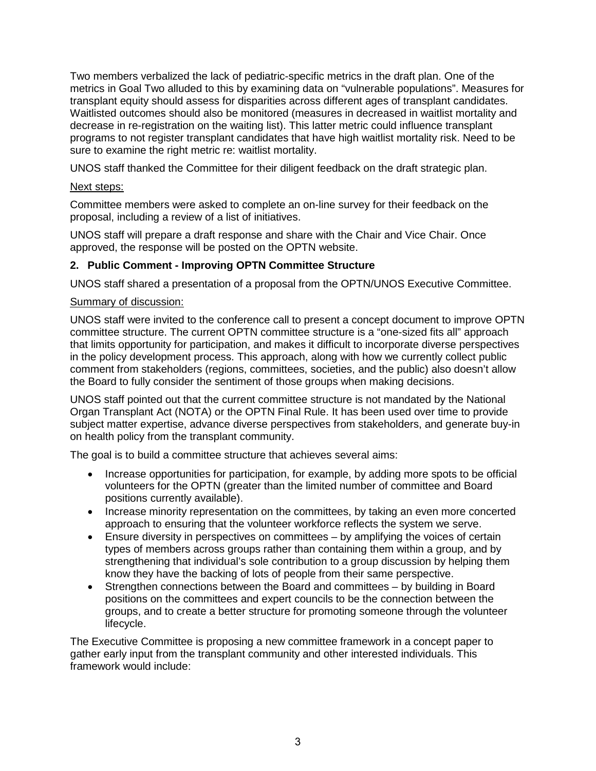Two members verbalized the lack of pediatric-specific metrics in the draft plan. One of the metrics in Goal Two alluded to this by examining data on "vulnerable populations". Measures for transplant equity should assess for disparities across different ages of transplant candidates. Waitlisted outcomes should also be monitored (measures in decreased in waitlist mortality and decrease in re-registration on the waiting list). This latter metric could influence transplant programs to not register transplant candidates that have high waitlist mortality risk. Need to be sure to examine the right metric re: waitlist mortality.

UNOS staff thanked the Committee for their diligent feedback on the draft strategic plan.

Next steps:

Committee members were asked to complete an on-line survey for their feedback on the proposal, including a review of a list of initiatives.

UNOS staff will prepare a draft response and share with the Chair and Vice Chair. Once approved, the response will be posted on the OPTN website.

**2. Public Comment - Improving OPTN Committee Structure**

UNOS staff shared a presentation of a proposal from the OPTN/UNOS Executive Committee.

Summary of discussion:

UNOS staff were invited to the conference call to present a concept document to improve OPTN committee structure. The current OPTN committee structure is a "one-sized fits all" approach that limits opportunity for participation, and makes it difficult to incorporate diverse perspectives in the policy development process. This approach, along with how we currently collect public comment from stakeholders (regions, committees, societies, and the public) also doesn't allow the Board to fully consider the sentiment of those groups when making decisions.

UNOS staff pointed out that the current committee structure is not mandated by the National Organ Transplant Act (NOTA) or the OPTN Final Rule. It has been used over time to provide subject matter expertise, advance diverse perspectives from stakeholders, and generate buy-in on health policy from the transplant community.

The goal is to build a committee structure that achieves several aims:

- Increase opportunities for participation, for example, by adding more spots to be official volunteers for the OPTN (greater than the limited number of committee and Board positions currently available).
- Increase minority representation on the committees, by taking an even more concerted approach to ensuring that the volunteer workforce reflects the system we serve.
- Ensure diversity in perspectives on committees – by amplifying the voices of certain types of members across groups rather than containing them within a group, and by strengthening that individual's sole contribution to a group discussion by helping them know they have the backing of lots of people from their same perspective.
- Strengthen connections between the Board and committees – by building in Board positions on the committees and expert councils to be the connection between the groups, and to create a better structure for promoting someone through the volunteer lifecycle.

The Executive Committee is proposing a new committee framework in a concept paper to gather early input from the transplant community and other interested individuals. This framework would include: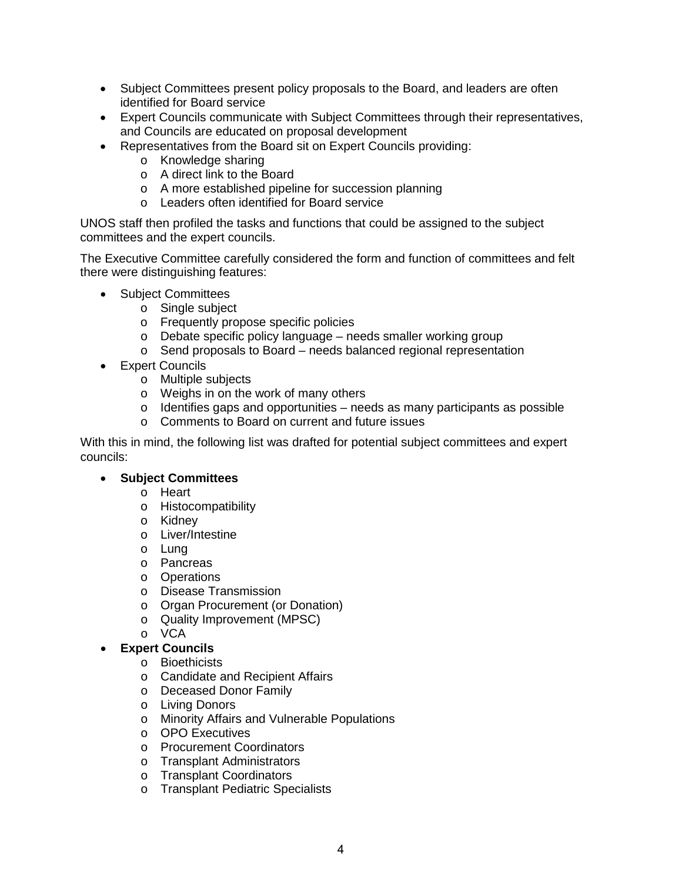- Subject Committees present policy proposals to the Board, and leaders are often identified for Board service
- Expert Councils communicate with Subject Committees through their representatives, and Councils are educated on proposal development
- Representatives from the Board sit on Expert Councils providing:
    - Knowledge sharing
    - A direct link to the Board
    - A more established pipeline for succession planning
    - Leaders often identified for Board service

UNOS staff then profiled the tasks and functions that could be assigned to the subject committees and the expert councils.

The Executive Committee carefully considered the form and function of committees and felt there were distinguishing features:

- Subject Committees
    - Single subject
    - Frequently propose specific policies
    - Debate specific policy language – needs smaller working group
    - Send proposals to Board – needs balanced regional representation
- Expert Councils
    - Multiple subjects
    - Weighs in on the work of many others
    - Identifies gaps and opportunities – needs as many participants as possible
    - Comments to Board on current and future issues

With this in mind, the following list was drafted for potential subject committees and expert councils:

- **Subject Committees**
    - Heart
    - Histocompatibility
    - Kidney
    - Liver/Intestine
    - Lung
    - Pancreas
    - Operations
    - Disease Transmission
    - Organ Procurement (or Donation)
    - Quality Improvement (MPSC)
    - VCA
- **Expert Councils**
    - Bioethicists
    - Candidate and Recipient Affairs
    - Deceased Donor Family
    - Living Donors
    - Minority Affairs and Vulnerable Populations
    - OPO Executives
    - Procurement Coordinators
    - Transplant Administrators
    - Transplant Coordinators
    - Transplant Pediatric Specialists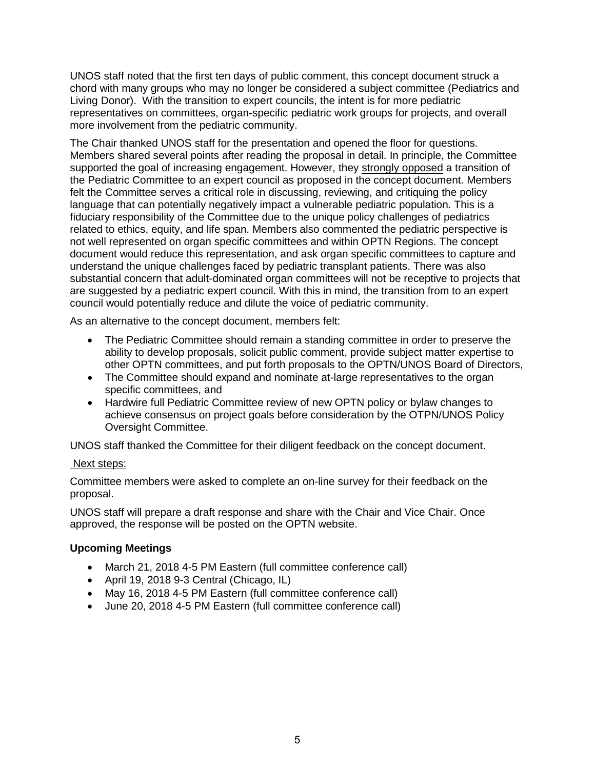UNOS staff noted that the first ten days of public comment, this concept document struck a chord with many groups who may no longer be considered a subject committee (Pediatrics and Living Donor). With the transition to expert councils, the intent is for more pediatric representatives on committees, organ-specific pediatric work groups for projects, and overall more involvement from the pediatric community.

The Chair thanked UNOS staff for the presentation and opened the floor for questions. Members shared several points after reading the proposal in detail. In principle, the Committee supported the goal of increasing engagement. However, they <u>strongly opposed</u> a transition of the Pediatric Committee to an expert council as proposed in the concept document. Members felt the Committee serves a critical role in discussing, reviewing, and critiquing the policy language that can potentially negatively impact a vulnerable pediatric population. This is a fiduciary responsibility of the Committee due to the unique policy challenges of pediatrics related to ethics, equity, and life span. Members also commented the pediatric perspective is not well represented on organ specific committees and within OPTN Regions. The concept document would reduce this representation, and ask organ specific committees to capture and understand the unique challenges faced by pediatric transplant patients. There was also substantial concern that adult-dominated organ committees will not be receptive to projects that are suggested by a pediatric expert council. With this in mind, the transition from to an expert council would potentially reduce and dilute the voice of pediatric community.

As an alternative to the concept document, members felt:

- The Pediatric Committee should remain a standing committee in order to preserve the ability to develop proposals, solicit public comment, provide subject matter expertise to other OPTN committees, and put forth proposals to the OPTN/UNOS Board of Directors,
- The Committee should expand and nominate at-large representatives to the organ specific committees, and
- Hardwire full Pediatric Committee review of new OPTN policy or bylaw changes to achieve consensus on project goals before consideration by the OTPN/UNOS Policy Oversight Committee.

UNOS staff thanked the Committee for their diligent feedback on the concept document.

<u>Next steps:</u>

Committee members were asked to complete an on-line survey for their feedback on the proposal.

UNOS staff will prepare a draft response and share with the Chair and Vice Chair. Once approved, the response will be posted on the OPTN website.

**Upcoming Meetings**

- March 21, 2018 4-5 PM Eastern (full committee conference call)
- April 19, 2018 9-3 Central (Chicago, IL)
- May 16, 2018 4-5 PM Eastern (full committee conference call)
- June 20, 2018 4-5 PM Eastern (full committee conference call)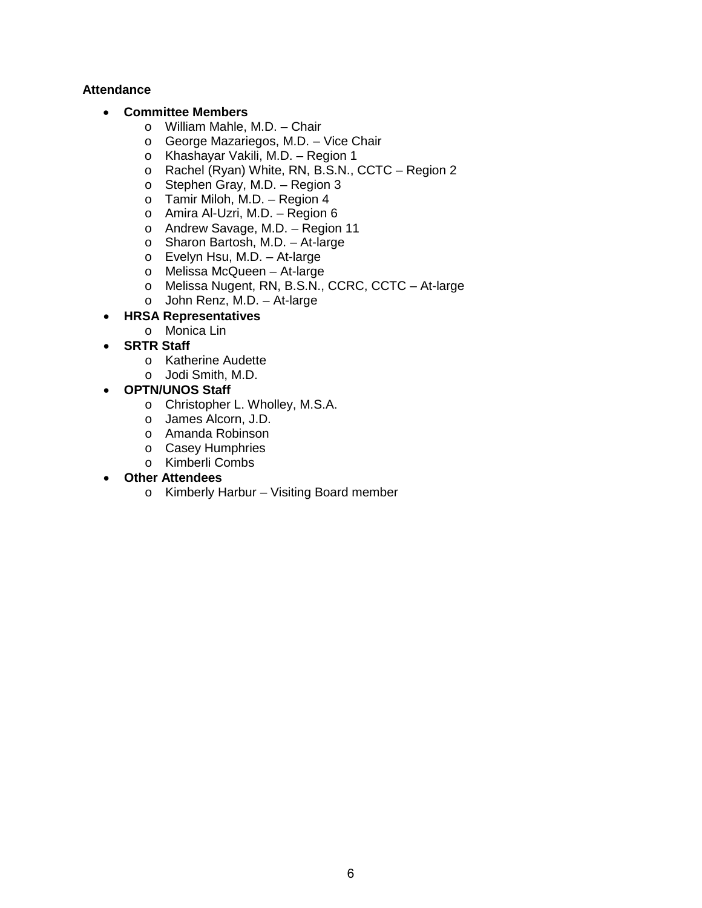**Attendance**

- **Committee Members**
  - William Mahle, M.D. – Chair
  - George Mazariegos, M.D. – Vice Chair
  - Khashayar Vakili, M.D. – Region 1
  - Rachel (Ryan) White, RN, B.S.N., CCTC – Region 2
  - Stephen Gray, M.D. – Region 3
  - Tamir Miloh, M.D. – Region 4
  - Amira Al-Uzri, M.D. – Region 6
  - Andrew Savage, M.D. – Region 11
  - Sharon Bartosh, M.D. – At-large
  - Evelyn Hsu, M.D. – At-large
  - Melissa McQueen – At-large
  - Melissa Nugent, RN, B.S.N., CCRC, CCTC – At-large
  - John Renz, M.D. – At-large
- **HRSA Representatives**
  - Monica Lin
- **SRTR Staff**
  - Katherine Audette
  - Jodi Smith, M.D.
- **OPTN/UNOS Staff**
  - Christopher L. Wholley, M.S.A.
  - James Alcorn, J.D.
  - Amanda Robinson
  - Casey Humphries
  - Kimberli Combs
- **Other Attendees**
  - Kimberly Harbur – Visiting Board member